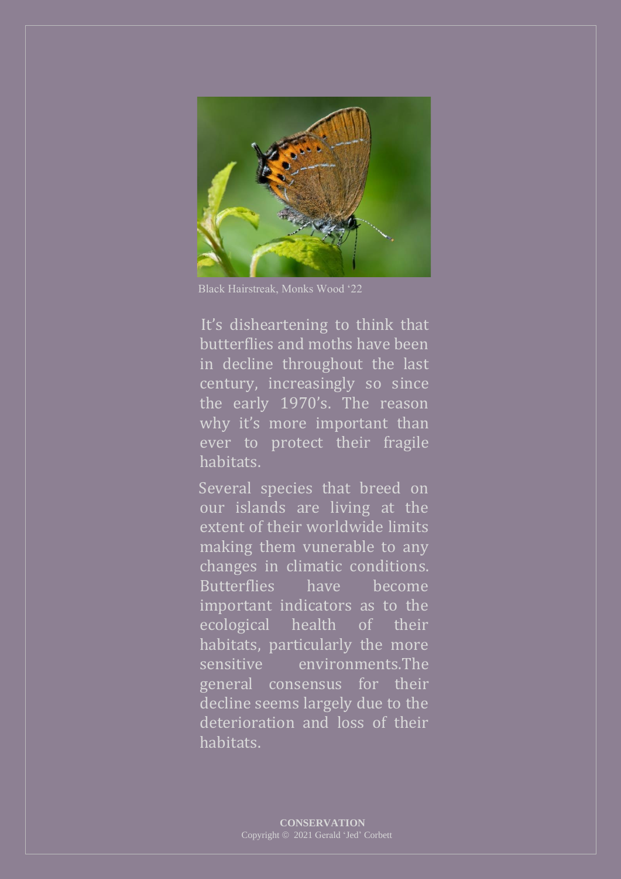Black Hairstreak, Monks Wood '22

It's disheartening to think that butterflies and moths have been in decline throughout the last century, increasingly so since the early 1970's. The reason why it's more important than ever to protect their fragile habitats.

Several species that breed on our islands are living at the extent of their worldwide limits making them vunerable to any changes in climatic conditions. Butterflies have become important indicators as to the ecological health of their habitats, particularly the more sensitive environments.The general consensus for their decline seems largely due to the deterioration and loss of their habitats.

**CONSERVATION**
Copyright © 2021 Gerald 'Jed' Corbett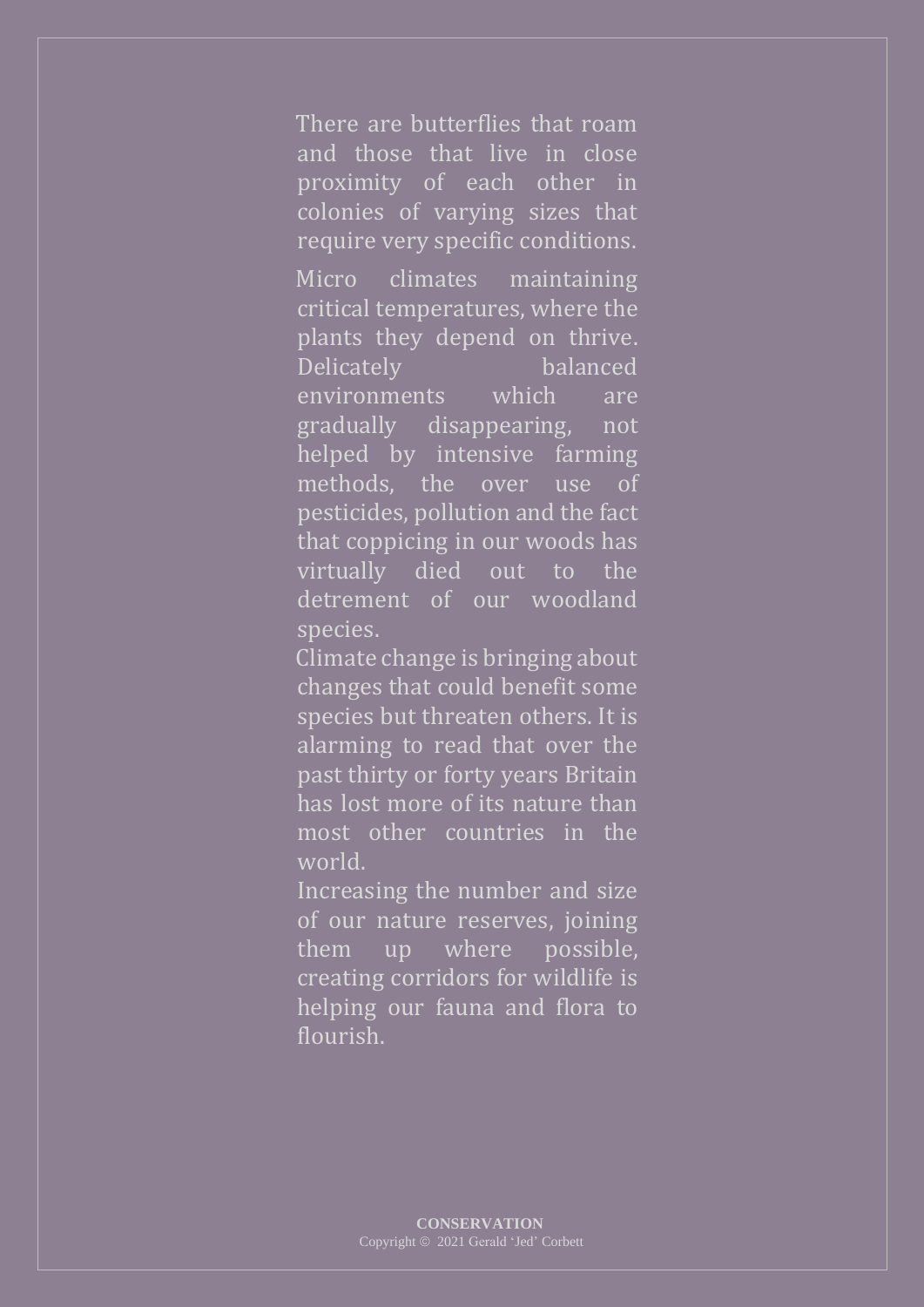There are butterflies that roam and those that live in close proximity of each other in colonies of varying sizes that require very specific conditions.

Micro climates maintaining critical temperatures, where the plants they depend on thrive. Delicately balanced environments which are gradually disappearing, not helped by intensive farming methods, the over use of pesticides, pollution and the fact that coppicing in our woods has virtually died out to the detrement of our woodland species.

Climate change is bringing about changes that could benefit some species but threaten others. It is alarming to read that over the past thirty or forty years Britain has lost more of its nature than most other countries in the world.

Increasing the number and size of our nature reserves, joining them up where possible, creating corridors for wildlife is helping our fauna and flora to flourish.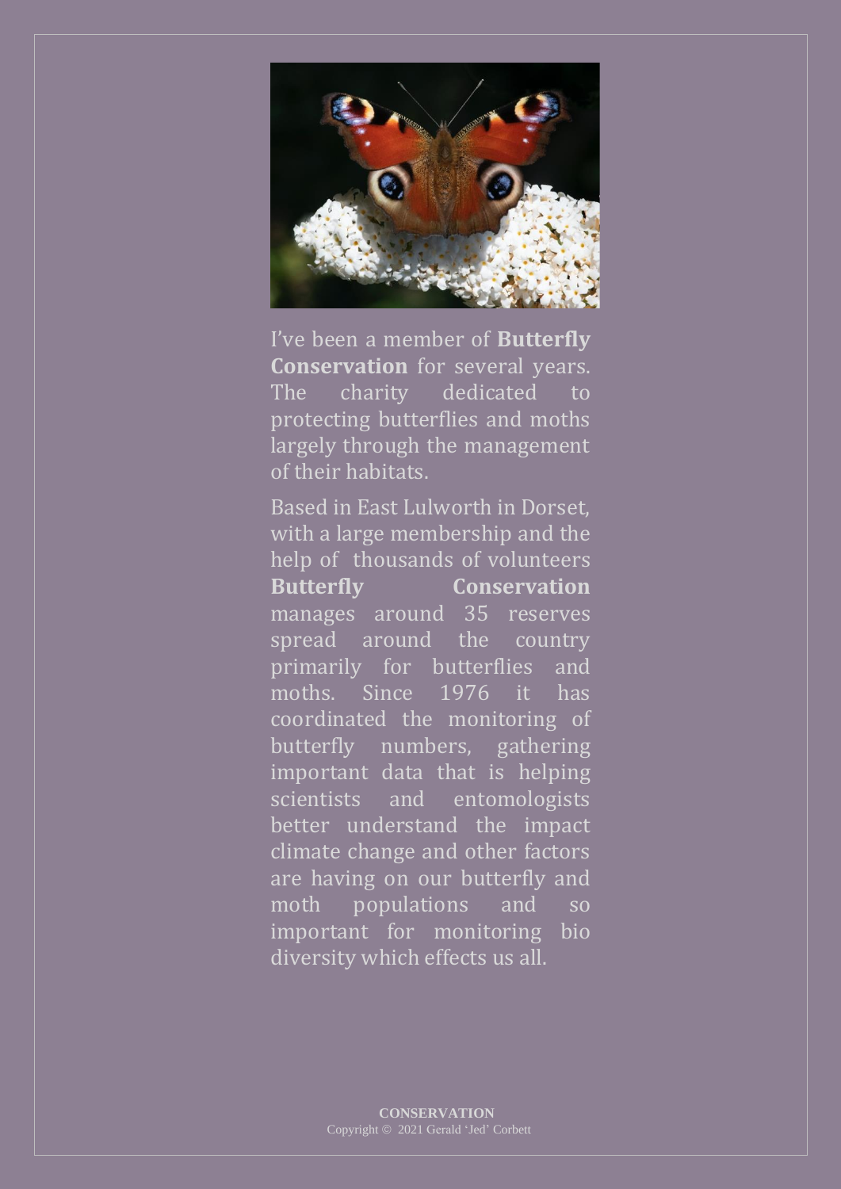I've been a member of **Butterfly Conservation** for several years. The charity dedicated to protecting butterflies and moths largely through the management of their habitats.

Based in East Lulworth in Dorset, with a large membership and the help of thousands of volunteers **Butterfly Conservation** manages around 35 reserves spread around the country primarily for butterflies and moths. Since 1976 it has coordinated the monitoring of butterfly numbers, gathering important data that is helping scientists and entomologists better understand the impact climate change and other factors are having on our butterfly and moth populations and so important for monitoring bio diversity which effects us all.